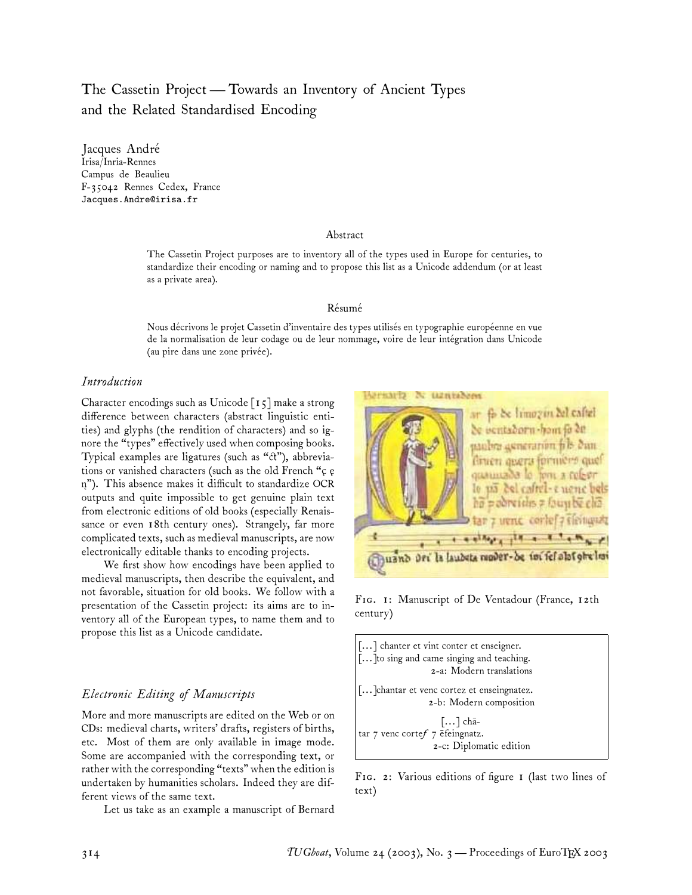# The Cassetin Project — Towards an Inventory of Ancient Types and the Related Standardised Encoding

Jacques André
Irisa/Inria-Rennes
Campus de Beaulieu
F-35042 Rennes Cedex, France
Jacques.Andre@irisa.fr

### Abstract

The Cassetin Project purposes are to inventory all of the types used in Europe for centuries, to standardize their encoding or naming and to propose this list as a Unicode addendum (or at least as a private area).

### Résumé

Nous décrivons le projet Cassetin d'inventaire des types utilisés en typographie européenne en vue de la normalisation de leur codage ou de leur nommage, voire de leur intégration dans Unicode (au pire dans une zone privée).

## *Introduction*

Character encodings such as Unicode [15] make a strong difference between characters (abstract linguistic entities) and glyphs (the rendition of characters) and so ignore the "types" effectively used when composing books. Typical examples are ligatures (such as "ct"), abbreviations or vanished characters (such as the old French "ç ę ŋ"). This absence makes it difficult to standardize OCR outputs and quite impossible to get genuine plain text from electronic editions of old books (especially Renaissance or even 18th century ones). Strangely, far more complicated texts, such as medieval manuscripts, are now electronically editable thanks to encoding projects.

We first show how encodings have been applied to medieval manuscripts, then describe the equivalent, and not favorable, situation for old books. We follow with a presentation of the Cassetin project: its aims are to inventory all of the European types, to name them and to propose this list as a Unicode candidate.

Fig. 1: Manuscript of De Ventadour (France, 12th century)

> [...] chanter et vint conter et enseigner.
> [...]to sing and came singing and teaching.
> 2-a: Modern translations
>
> [...]chantar et venc cortez et enseingnatez.
> 2-b: Modern composition
>
> [...] chā-
> tar 7 venc cortef 7 ēfeingnatz.
> 2-c: Diplomatic edition

Fig. 2: Various editions of figure 1 (last two lines of text)

## *Electronic Editing of Manuscripts*

More and more manuscripts are edited on the Web or on CDs: medieval charts, writers' drafts, registers of births, etc. Most of them are only available in image mode. Some are accompanied with the corresponding text, or rather with the corresponding "texts" when the edition is undertaken by humanities scholars. Indeed they are different views of the same text.

Let us take as an example a manuscript of Bernard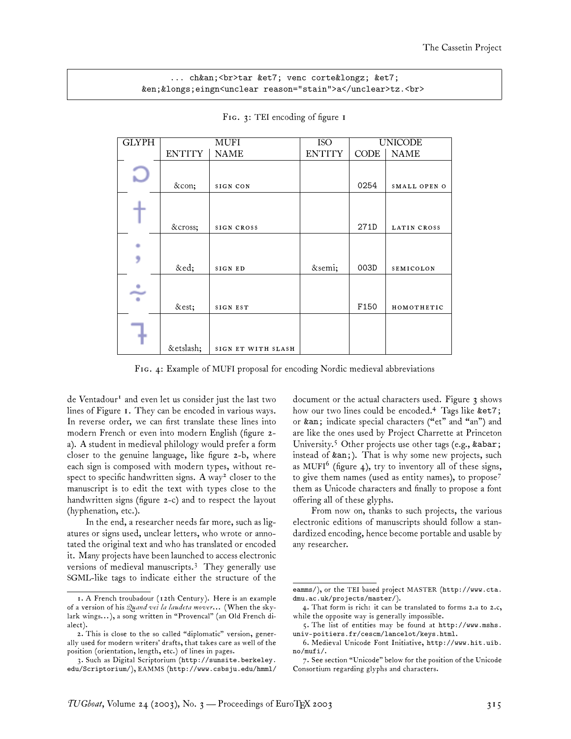```
... ch&an;<br>tar &et7; venc corte&longz; &et7;
&en;&longs;eingn<unclear reason="stain">a</unclear>tz.<br>
```

Fig. 3: TEI encoding of figure 1

| GLYPH | MUFI | | ISO | UNICODE | |
|---|---|---|---|---|---|
| | ENTITY | NAME | ENTITY | CODE | NAME |
| ɔ | &con; | SIGN CON | | 0254 | SMALL OPEN O |
| ✝ | &cross; | SIGN CROSS | | 271D | LATIN CROSS |
| ; | &ed; | SIGN ED | &semi; | 003D | SEMICOLON |
| ∻ | &est; | SIGN EST | | F150 | HOMOTHETIC |
| ꝥ | &etslash; | SIGN ET WITH SLASH | | | |

Fig. 4: Example of MUFI proposal for encoding Nordic medieval abbreviations

de Ventadour[1] and even let us consider just the last two lines of Figure 1. They can be encoded in various ways. In reverse order, we can first translate these lines into modern French or even into modern English (figure 2-a). A student in medieval philology would prefer a form closer to the genuine language, like figure 2-b, where each sign is composed with modern types, without respect to specific handwritten signs. A way[2] closer to the manuscript is to edit the text with types close to the handwritten signs (figure 2-c) and to respect the layout (hyphenation, etc.).

In the end, a researcher needs far more, such as ligatures or signs used, unclear letters, who wrote or annotated the original text and who has translated or encoded it. Many projects have been launched to access electronic versions of medieval manuscripts.[3] They generally use SGML-like tags to indicate either the structure of the document or the actual characters used. Figure 3 shows how our two lines could be encoded.[4] Tags like `&et7;` or `&an;` indicate special characters ("et" and "an") and are like the ones used by Project Charrette at Princeton University.[5] Other projects use other tags (e.g., `&abar;` instead of `&an;`). That is why some new projects, such as MUFI[6] (figure 4), try to inventory all of these signs, to give them names (used as entity names), to propose[7] them as Unicode characters and finally to propose a font offering all of these glyphs.

From now on, thanks to such projects, the various electronic editions of manuscripts should follow a standardized encoding, hence become portable and usable by any researcher.

---

1. A French troubadour (12th Century). Here is an example of a version of his *Quand vei la laudeta mover...* (When the skylark wings...), a song written in "Provencal" (an Old French dialect).

2. This is close to the so called "diplomatic" version, generally used for modern writers' drafts, that takes care as well of the position (orientation, length, etc.) of lines in pages.

3. Such as Digital Scriptorium (`http://sunsite.berkeley.edu/Scriptorium/`), EAMMS (`http://www.csbsju.edu/hmml/eamms/`), or the TEI based project MASTER (`http://www.cta.dmu.ac.uk/projects/master/`).

4. That form is rich: it can be translated to forms 2.a to 2.c, while the opposite way is generally impossible.

5. The list of entities may be found at `http://www.mshs.univ-poitiers.fr/cescm/lancelot/keys.html`.

6. Medieval Unicode Font Initiative, `http://www.hit.uib.no/mufi/`.

7. See section "Unicode" below for the position of the Unicode Consortium regarding glyphs and characters.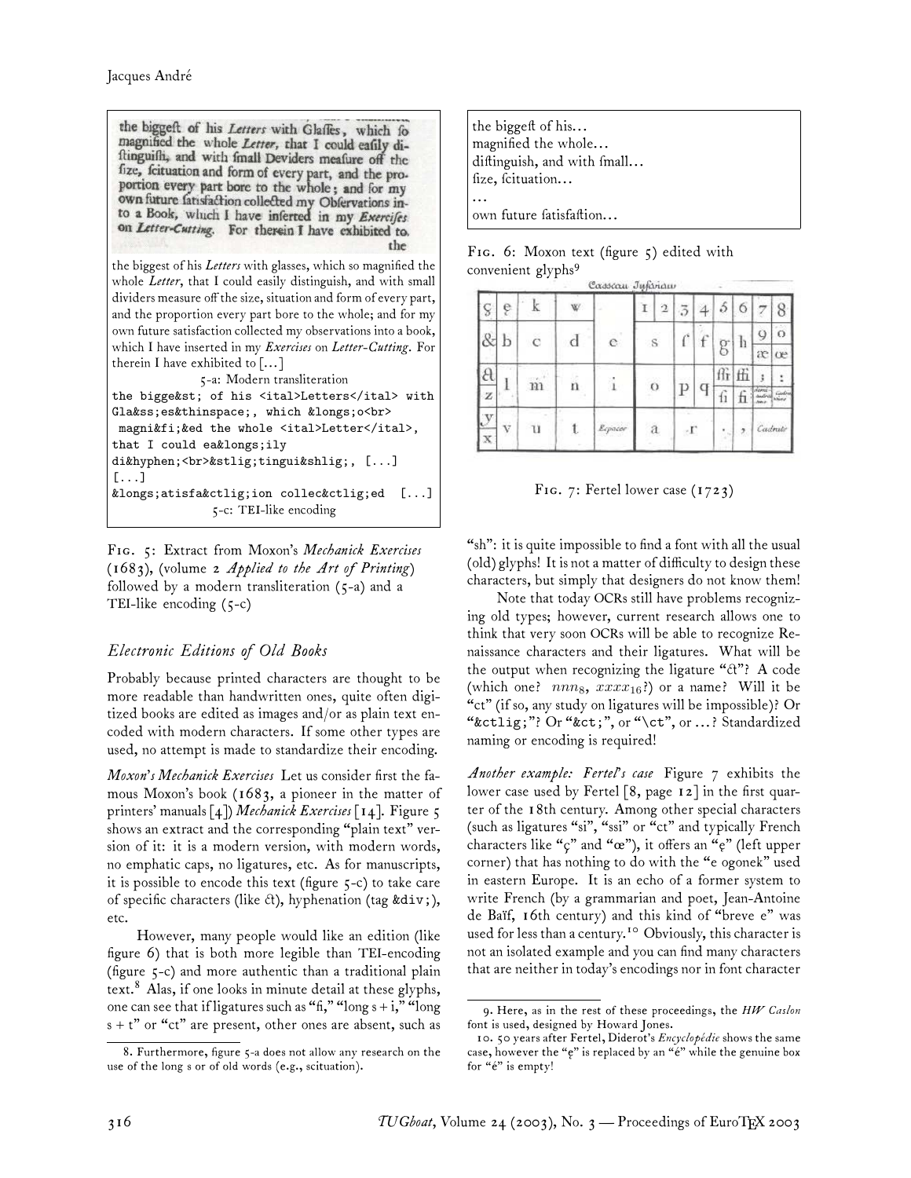the biggeſt of his *Letters* with Glaſſes, which ſo magnified the whole *Letter*, that I could eaſily diſtinguiſh, and with ſmall Deviders meaſure off the ſize, ſcituation and form of every part, and the proportion every part bore to the whole; and for my own future ſatisfaction collected my Obſervations into a Book, which I have inſerted in my *Exerciſes* on *Letter-Cutting*. For therein I have exhibited to

the biggest of his *Letters* with glasses, which so magnified the whole *Letter*, that I could easily distinguish, and with small dividers measure off the size, situation and form of every part, and the proportion every part bore to the whole; and for my own future satisfaction collected my observations into a book, which I have inserted in my *Exercises* on *Letter-Cutting*. For therein I have exhibited to [...]

5-a: Modern transliteration

```
the bigge&st; of his <ital>Letters</ital> with
Gla&ss;es&thinspace;, which &longs;o<br>
 magni&fi;&ed the whole <ital>Letter</ital>,
that I could ea&longs;ily
di&hyphen;<br>&stlig;tingui&shlig;, [...]
[...]
&longs;atisfa&ctlig;ion collec&ctlig;ed  [...]
```

5-c: TEI-like encoding

Fig. 5: Extract from Moxon's *Mechanick Exercises* (1683), (volume 2 *Applied to the Art of Printing*) followed by a modern transliteration (5-a) and a TEI-like encoding (5-c)

the biggeſt of his...
magnified the whole...
diſtinguish, and with ſmall...
ſize, ſcituation...
...
own future ſatisfaſtion...

Fig. 6: Moxon text (figure 5) edited with convenient glyphs[9]

Fig. 7: Fertel lower case (1723)

## *Electronic Editions of Old Books*

Probably because printed characters are thought to be more readable than handwritten ones, quite often digitized books are edited as images and/or as plain text encoded with modern characters. If some other types are used, no attempt is made to standardize their encoding.

*Moxon's Mechanick Exercises* Let us consider first the famous Moxon's book (1683, a pioneer in the matter of printers' manuals [4]) *Mechanick Exercises* [14]. Figure 5 shows an extract and the corresponding "plain text" version of it: it is a modern version, with modern words, no emphatic caps, no ligatures, etc. As for manuscripts, it is possible to encode this text (figure 5-c) to take care of specific characters (like ct), hyphenation (tag `&div;`), etc.

However, many people would like an edition (like figure 6) that is both more legible than TEI-encoding (figure 5-c) and more authentic than a traditional plain text.[8] Alas, if one looks in minute detail at these glyphs, one can see that if ligatures such as "fi," "long s + i," "long s + t" or "ct" are present, other ones are absent, such as "sh": it is quite impossible to find a font with all the usual (old) glyphs! It is not a matter of difficulty to design these characters, but simply that designers do not know them!

Note that today OCRs still have problems recognizing old types; however, current research allows one to think that very soon OCRs will be able to recognize Renaissance characters and their ligatures. What will be the output when recognizing the ligature "ct"? A code (which one? $nnn_8$, $xxxx_{16}$?) or a name? Will it be "ct" (if so, any study on ligatures will be impossible)? Or "`&ctlig;`"? Or "`&ct;`", or "`\ct`", or ...? Standardized naming or encoding is required!

*Another example: Fertel's case* Figure 7 exhibits the lower case used by Fertel [8, page 12] in the first quarter of the 18th century. Among other special characters (such as ligatures "si", "ssi" or "ct" and typically French characters like "ç" and "œ"), it offers an "ę" (left upper corner) that has nothing to do with the "e ogonek" used in eastern Europe. It is an echo of a former system to write French (by a grammarian and poet, Jean-Antoine de Baïf, 16th century) and this kind of "breve e" was used for less than a century.[10] Obviously, this character is not an isolated example and you can find many characters that are neither in today's encodings nor in font character

8. Furthermore, figure 5-a does not allow any research on the use of the long s or of old words (e.g., scituation).

9. Here, as in the rest of these proceedings, the *HW Caslon* font is used, designed by Howard Jones.

10. 50 years after Fertel, Diderot's *Encyclopédie* shows the same case, however the "ę" is replaced by an "é" while the genuine box for "é" is empty!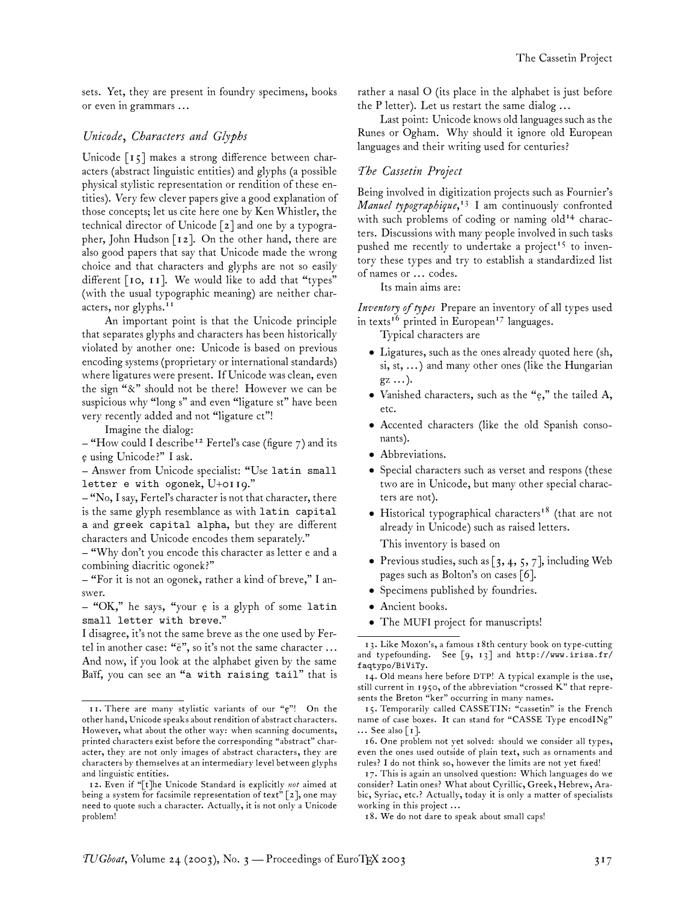sets. Yet, they are present in foundry specimens, books or even in grammars …

### *Unicode, Characters and Glyphs*

Unicode [15] makes a strong difference between characters (abstract linguistic entities) and glyphs (a possible physical stylistic representation or rendition of these entities). Very few clever papers give a good explanation of those concepts; let us cite here one by Ken Whistler, the technical director of Unicode [2] and one by a typographer, John Hudson [12]. On the other hand, there are also good papers that say that Unicode made the wrong choice and that characters and glyphs are not so easily different [10, 11]. We would like to add that "types" (with the usual typographic meaning) are neither characters, nor glyphs.[11]

An important point is that the Unicode principle that separates glyphs and characters has been historically violated by another one: Unicode is based on previous encoding systems (proprietary or international standards) where ligatures were present. If Unicode was clean, even the sign "&" should not be there! However we can be suspicious why "long s" and even "ligature st" have been very recently added and not "ligature ct"!

Imagine the dialog:

– "How could I describe[12] Fertel's case (figure 7) and its ę using Unicode?" I ask.

– Answer from Unicode specialist: "Use `latin small letter e with ogonek`, U+0119."

– "No, I say, Fertel's character is not that character, there is the same glyph resemblance as with `latin capital a` and `greek capital alpha`, but they are different characters and Unicode encodes them separately."

– "Why don't you encode this character as letter e and a combining diacritic ogonek?"

– "For it is not an ogonek, rather a kind of breve," I answer.

– "OK," he says, "your ę is a glyph of some `latin small letter with breve`."

I disagree, it's not the same breve as the one used by Fertel in another case: "ĕ", so it's not the same character … And now, if you look at the alphabet given by the same Baïf, you can see an "`a with raising tail`" that is rather a nasal O (its place in the alphabet is just before the P letter). Let us restart the same dialog …

Last point: Unicode knows old languages such as the Runes or Ogham. Why should it ignore old European languages and their writing used for centuries?

### *The Cassetin Project*

Being involved in digitization projects such as Fournier's *Manuel typographique*,[13] I am continuously confronted with such problems of coding or naming old[14] characters. Discussions with many people involved in such tasks pushed me recently to undertake a project[15] to inventory these types and try to establish a standardized list of names or … codes.

Its main aims are:

*Inventory of types* Prepare an inventory of all types used in texts[16] printed in European[17] languages.

Typical characters are

- Ligatures, such as the ones already quoted here (sh, si, st, …) and many other ones (like the Hungarian gz …).
- Vanished characters, such as the "ę," the tailed A, etc.
- Accented characters (like the old Spanish consonants).
- Abbreviations.
- Special characters such as verset and respons (these two are in Unicode, but many other special characters are not).
- Historical typographical characters[18] (that are not already in Unicode) such as raised letters.

This inventory is based on

- Previous studies, such as [3, 4, 5, 7], including Web pages such as Bolton's on cases [6].
- Specimens published by foundries.
- Ancient books.
- The MUFI project for manuscripts!

---

11. There are many stylistic variants of our "ę"! On the other hand, Unicode speaks about rendition of abstract characters. However, what about the other way: when scanning documents, printed characters exist before the corresponding "abstract" character, they are not only images of abstract characters, they are characters by themselves at an intermediary level between glyphs and linguistic entities.

12. Even if "[t]he Unicode Standard is explicitly *not* aimed at being a system for facsimile representation of text" [2], one may need to quote such a character. Actually, it is not only a Unicode problem!

13. Like Moxon's, a famous 18th century book on type-cutting and typefounding. See [9, 13] and `http://www.irisa.fr/faqtypo/BiViTy`.

14. Old means here before DTP! A typical example is the use, still current in 1950, of the abbreviation "crossed K" that represents the Breton "ker" occurring in many names.

15. Temporarily called CASSETIN: "cassetin" is the French name of case boxes. It can stand for "CASSE Type encodINg" … See also [1].

16. One problem not yet solved: should we consider all types, even the ones used outside of plain text, such as ornaments and rules? I do not think so, however the limits are not yet fixed!

17. This is again an unsolved question: Which languages do we consider? Latin ones? What about Cyrillic, Greek, Hebrew, Arabic, Syriac, etc.? Actually, today it is only a matter of specialists working in this project …

18. We do not dare to speak about small caps!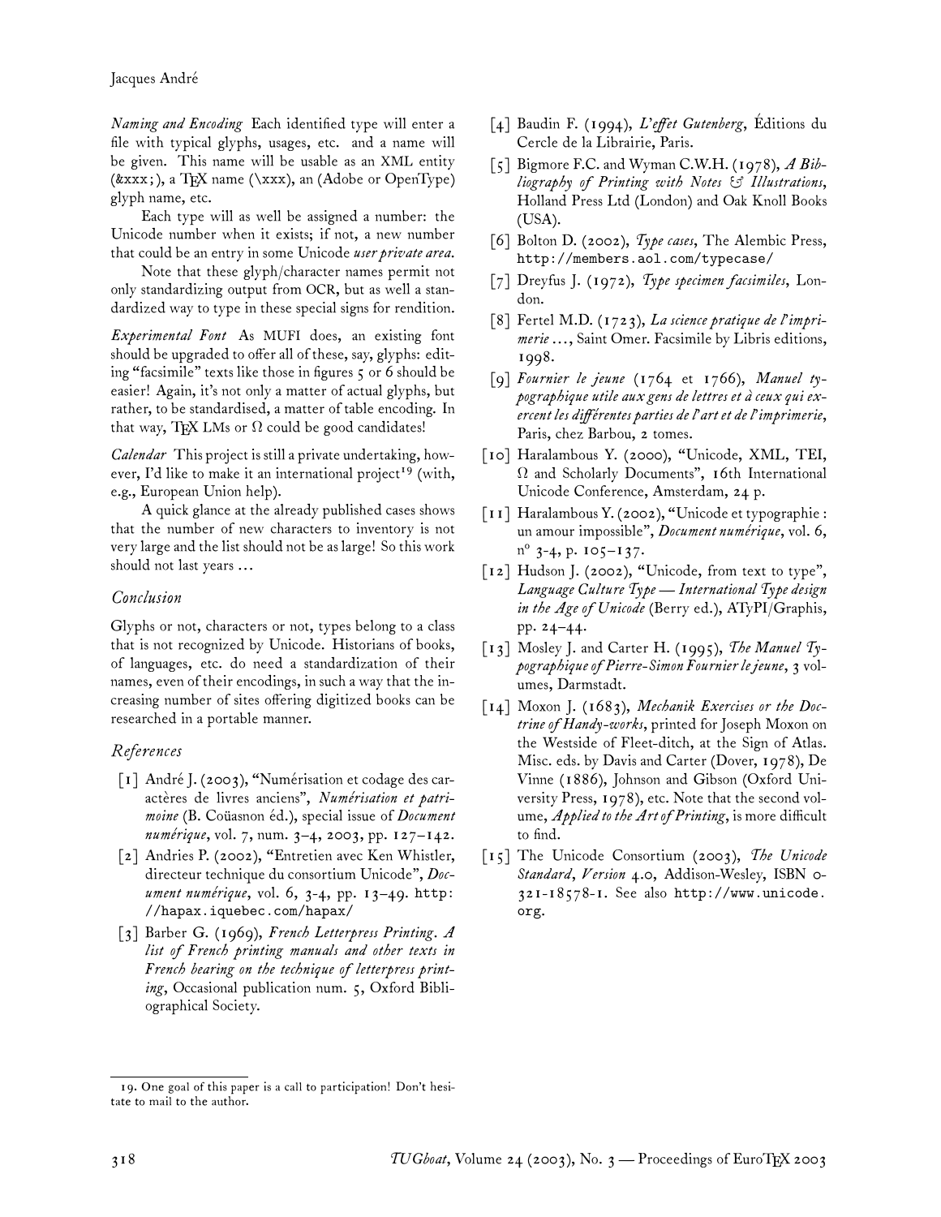*Naming and Encoding* Each identified type will enter a file with typical glyphs, usages, etc. and a name will be given. This name will be usable as an XML entity (`&xxx;`), a TEX name (`\xxx`), an (Adobe or OpenType) glyph name, etc.

Each type will as well be assigned a number: the Unicode number when it exists; if not, a new number that could be an entry in some Unicode *user private area*.

Note that these glyph/character names permit not only standardizing output from OCR, but as well a standardized way to type in these special signs for rendition.

*Experimental Font* As MUFI does, an existing font should be upgraded to offer all of these, say, glyphs: editing "facsimile" texts like those in figures 5 or 6 should be easier! Again, it's not only a matter of actual glyphs, but rather, to be standardised, a matter of table encoding. In that way, TEX LMs or Ω could be good candidates!

*Calendar* This project is still a private undertaking, however, I'd like to make it an international project[19] (with, e.g., European Union help).

A quick glance at the already published cases shows that the number of new characters to inventory is not very large and the list should not be as large! So this work should not last years ...

## *Conclusion*

Glyphs or not, characters or not, types belong to a class that is not recognized by Unicode. Historians of books, of languages, etc. do need a standardization of their names, even of their encodings, in such a way that the increasing number of sites offering digitized books can be researched in a portable manner.

## *References*

[1] André J. (2003), "Numérisation et codage des caractères de livres anciens", *Numérisation et patrimoine* (B. Coüasnon éd.), special issue of *Document numérique*, vol. 7, num. 3–4, 2003, pp. 127–142.

[2] Andries P. (2002), "Entretien avec Ken Whistler, directeur technique du consortium Unicode", *Document numérique*, vol. 6, 3-4, pp. 13–49. `http://hapax.iquebec.com/hapax/`

[3] Barber G. (1969), *French Letterpress Printing. A list of French printing manuals and other texts in French bearing on the technique of letterpress printing*, Occasional publication num. 5, Oxford Bibliographical Society.

[4] Baudin F. (1994), *L'effet Gutenberg*, Éditions du Cercle de la Librairie, Paris.

[5] Bigmore F.C. and Wyman C.W.H. (1978), *A Bibliography of Printing with Notes & Illustrations*, Holland Press Ltd (London) and Oak Knoll Books (USA).

[6] Bolton D. (2002), *Type cases*, The Alembic Press, `http://members.aol.com/typecase/`

[7] Dreyfus J. (1972), *Type specimen facsimiles*, London.

[8] Fertel M.D. (1723), *La science pratique de l'imprimerie ...*, Saint Omer. Facsimile by Libris editions, 1998.

[9] *Fournier le jeune* (1764 et 1766), *Manuel typographique utile aux gens de lettres et à ceux qui exercent les différentes parties de l'art et de l'imprimerie*, Paris, chez Barbou, 2 tomes.

[10] Haralambous Y. (2000), "Unicode, XML, TEI, Ω and Scholarly Documents", 16th International Unicode Conference, Amsterdam, 24 p.

[11] Haralambous Y. (2002), "Unicode et typographie : un amour impossible", *Document numérique*, vol. 6, n° 3-4, p. 105–137.

[12] Hudson J. (2002), "Unicode, from text to type", *Language Culture Type — International Type design in the Age of Unicode* (Berry ed.), ATyPI/Graphis, pp. 24–44.

[13] Mosley J. and Carter H. (1995), *The Manuel Typographique of Pierre-Simon Fournier le jeune*, 3 volumes, Darmstadt.

[14] Moxon J. (1683), *Mechanik Exercises or the Doctrine of Handy-works*, printed for Joseph Moxon on the Westside of Fleet-ditch, at the Sign of Atlas. Misc. eds. by Davis and Carter (Dover, 1978), De Vinne (1886), Johnson and Gibson (Oxford University Press, 1978), etc. Note that the second volume, *Applied to the Art of Printing*, is more difficult to find.

[15] The Unicode Consortium (2003), *The Unicode Standard, Version 4.0*, Addison-Wesley, ISBN 0-321-18578-1. See also `http://www.unicode.org`.

---

19. One goal of this paper is a call to participation! Don't hesitate to mail to the author.